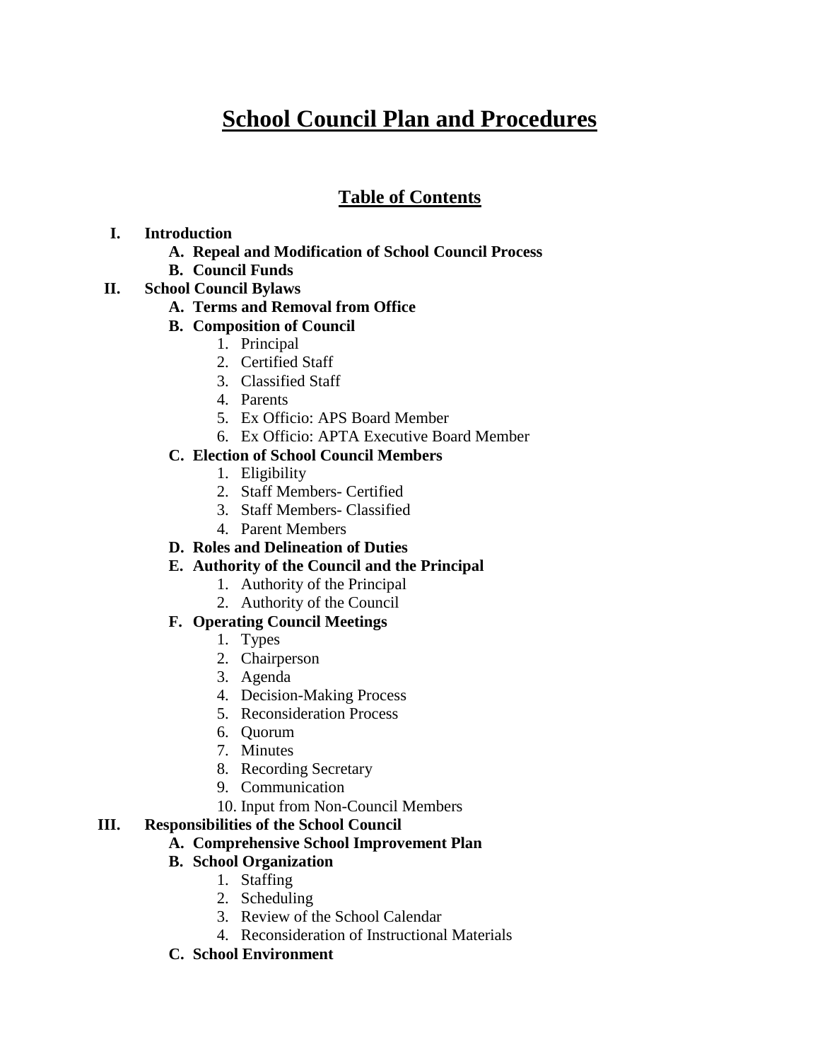# School Council Plan and Procedures

## Table of Contents

- **I. Introduction**
  - **A. Repeal and Modification of School Council Process**
  - **B. Council Funds**
- **II. School Council Bylaws**
  - **A. Terms and Removal from Office**
  - **B. Composition of Council**
    1. Principal
    2. Certified Staff
    3. Classified Staff
    4. Parents
    5. Ex Officio: APS Board Member
    6. Ex Officio: APTA Executive Board Member
  - **C. Election of School Council Members**
    1. Eligibility
    2. Staff Members- Certified
    3. Staff Members- Classified
    4. Parent Members
  - **D. Roles and Delineation of Duties**
  - **E. Authority of the Council and the Principal**
    1. Authority of the Principal
    2. Authority of the Council
  - **F. Operating Council Meetings**
    1. Types
    2. Chairperson
    3. Agenda
    4. Decision-Making Process
    5. Reconsideration Process
    6. Quorum
    7. Minutes
    8. Recording Secretary
    9. Communication
    10. Input from Non-Council Members
- **III. Responsibilities of the School Council**
  - **A. Comprehensive School Improvement Plan**
  - **B. School Organization**
    1. Staffing
    2. Scheduling
    3. Review of the School Calendar
    4. Reconsideration of Instructional Materials
  - **C. School Environment**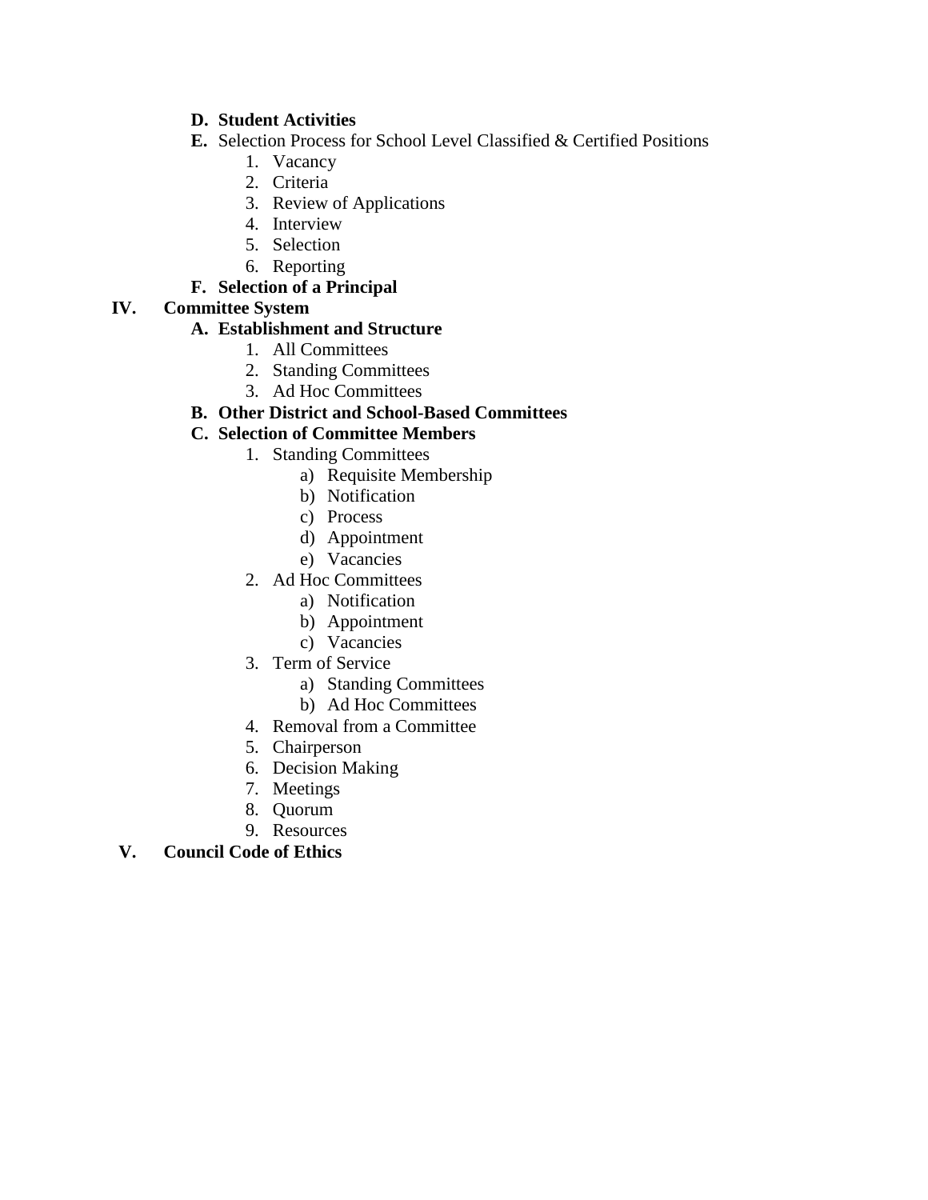- **D. Student Activities**
- **E.** Selection Process for School Level Classified & Certified Positions
  1. Vacancy
  2. Criteria
  3. Review of Applications
  4. Interview
  5. Selection
  6. Reporting
- **F. Selection of a Principal**

**IV. Committee System**

- **A. Establishment and Structure**
  1. All Committees
  2. Standing Committees
  3. Ad Hoc Committees
- **B. Other District and School-Based Committees**
- **C. Selection of Committee Members**
  1. Standing Committees
     - a) Requisite Membership
     - b) Notification
     - c) Process
     - d) Appointment
     - e) Vacancies
  2. Ad Hoc Committees
     - a) Notification
     - b) Appointment
     - c) Vacancies
  3. Term of Service
     - a) Standing Committees
     - b) Ad Hoc Committees
  4. Removal from a Committee
  5. Chairperson
  6. Decision Making
  7. Meetings
  8. Quorum
  9. Resources

**V. Council Code of Ethics**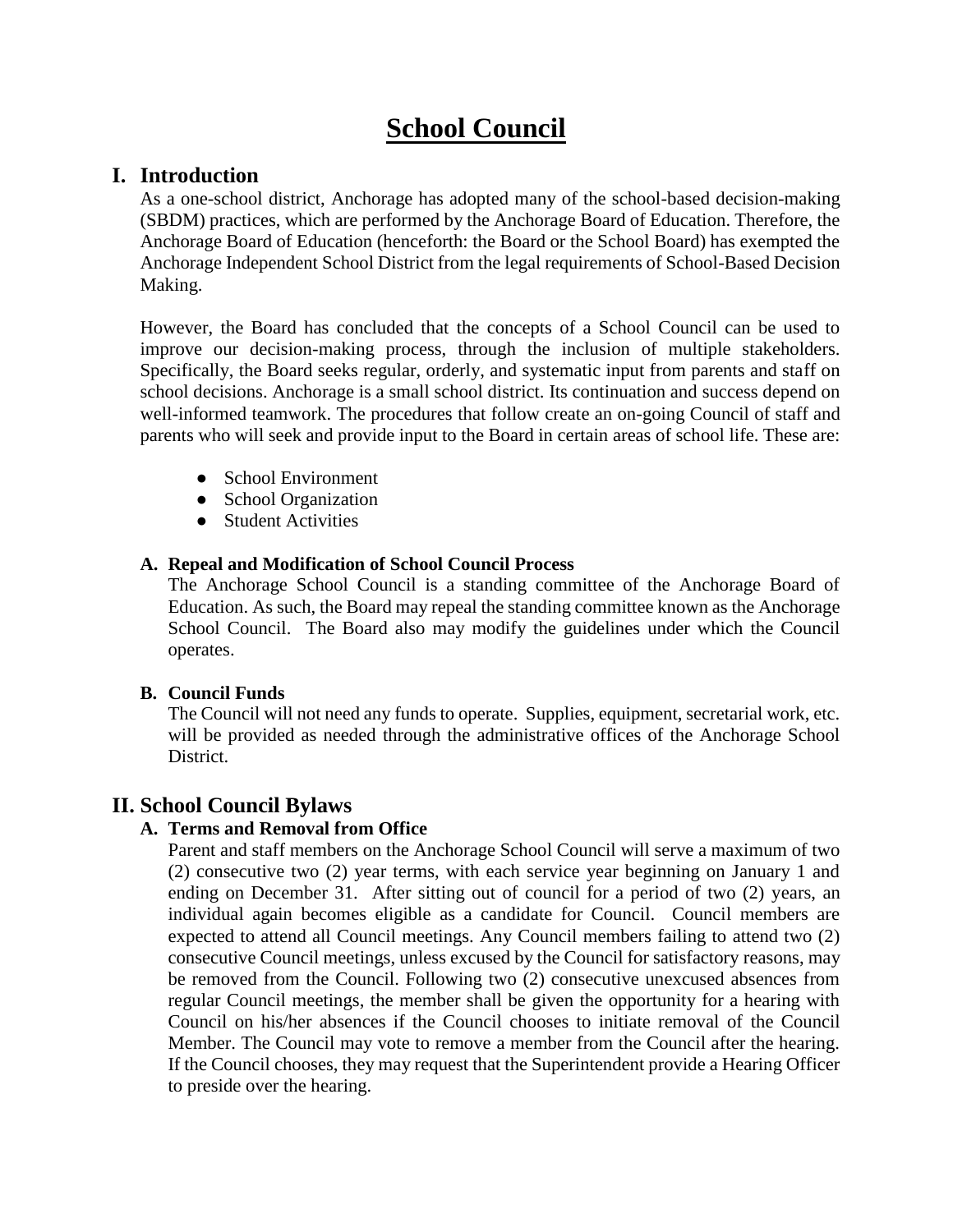# School Council

## I. Introduction

As a one-school district, Anchorage has adopted many of the school-based decision-making (SBDM) practices, which are performed by the Anchorage Board of Education. Therefore, the Anchorage Board of Education (henceforth: the Board or the School Board) has exempted the Anchorage Independent School District from the legal requirements of School-Based Decision Making.

However, the Board has concluded that the concepts of a School Council can be used to improve our decision-making process, through the inclusion of multiple stakeholders. Specifically, the Board seeks regular, orderly, and systematic input from parents and staff on school decisions. Anchorage is a small school district. Its continuation and success depend on well-informed teamwork. The procedures that follow create an on-going Council of staff and parents who will seek and provide input to the Board in certain areas of school life. These are:

- School Environment
- School Organization
- Student Activities

### A. Repeal and Modification of School Council Process

The Anchorage School Council is a standing committee of the Anchorage Board of Education. As such, the Board may repeal the standing committee known as the Anchorage School Council. The Board also may modify the guidelines under which the Council operates.

### B. Council Funds

The Council will not need any funds to operate. Supplies, equipment, secretarial work, etc. will be provided as needed through the administrative offices of the Anchorage School District.

## II. School Council Bylaws

### A. Terms and Removal from Office

Parent and staff members on the Anchorage School Council will serve a maximum of two (2) consecutive two (2) year terms, with each service year beginning on January 1 and ending on December 31. After sitting out of council for a period of two (2) years, an individual again becomes eligible as a candidate for Council. Council members are expected to attend all Council meetings. Any Council members failing to attend two (2) consecutive Council meetings, unless excused by the Council for satisfactory reasons, may be removed from the Council. Following two (2) consecutive unexcused absences from regular Council meetings, the member shall be given the opportunity for a hearing with Council on his/her absences if the Council chooses to initiate removal of the Council Member. The Council may vote to remove a member from the Council after the hearing. If the Council chooses, they may request that the Superintendent provide a Hearing Officer to preside over the hearing.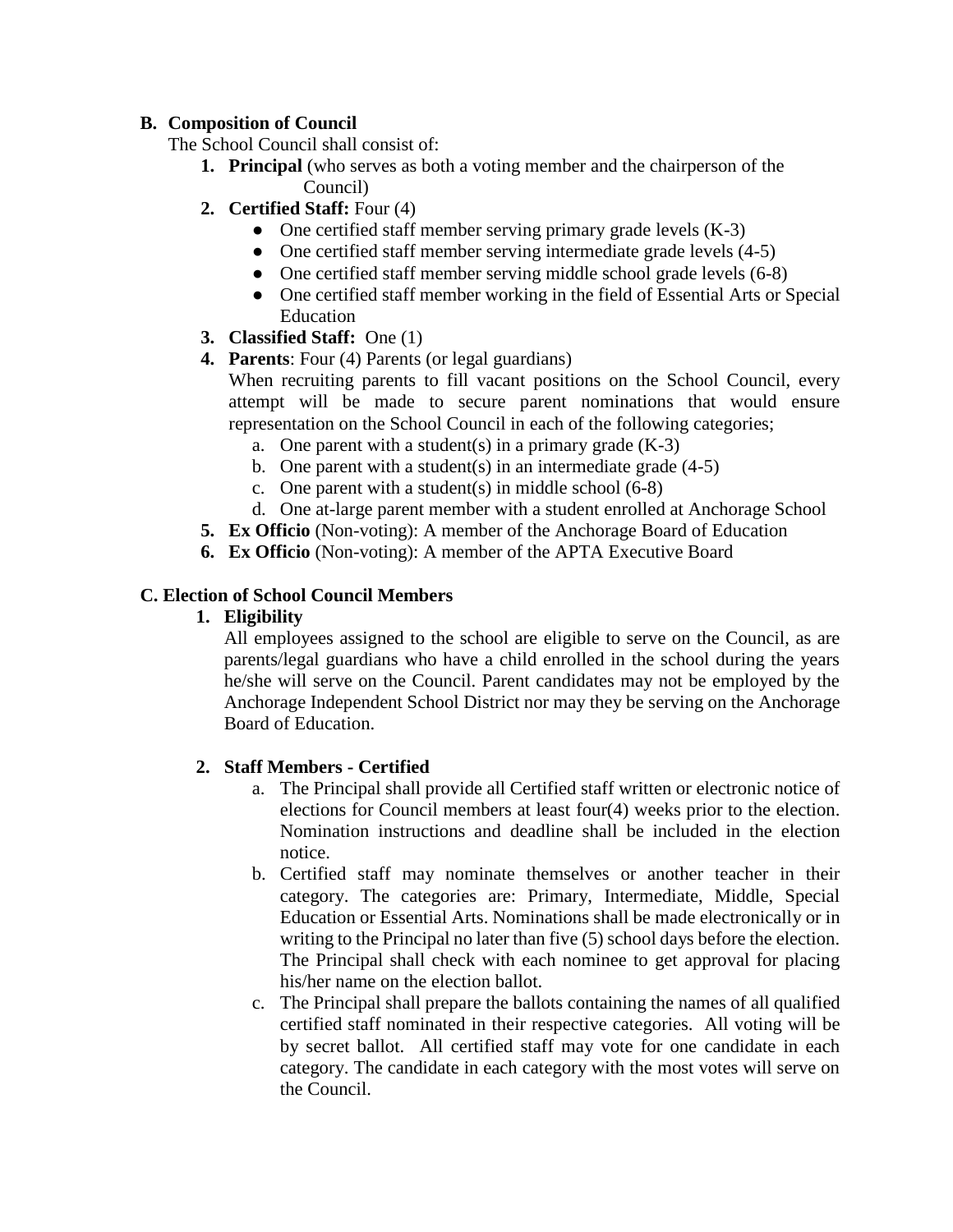**B. Composition of Council**

The School Council shall consist of:

1. **Principal** (who serves as both a voting member and the chairperson of the Council)
2. **Certified Staff:** Four (4)
   - One certified staff member serving primary grade levels (K-3)
   - One certified staff member serving intermediate grade levels (4-5)
   - One certified staff member serving middle school grade levels (6-8)
   - One certified staff member working in the field of Essential Arts or Special Education
3. **Classified Staff:** One (1)
4. **Parents**: Four (4) Parents (or legal guardians)

   When recruiting parents to fill vacant positions on the School Council, every attempt will be made to secure parent nominations that would ensure representation on the School Council in each of the following categories;

   a. One parent with a student(s) in a primary grade (K-3)
   b. One parent with a student(s) in an intermediate grade (4-5)
   c. One parent with a student(s) in middle school (6-8)
   d. One at-large parent member with a student enrolled at Anchorage School
5. **Ex Officio** (Non-voting): A member of the Anchorage Board of Education
6. **Ex Officio** (Non-voting): A member of the APTA Executive Board

**C. Election of School Council Members**

1. **Eligibility**

   All employees assigned to the school are eligible to serve on the Council, as are parents/legal guardians who have a child enrolled in the school during the years he/she will serve on the Council. Parent candidates may not be employed by the Anchorage Independent School District nor may they be serving on the Anchorage Board of Education.

2. **Staff Members - Certified**

   a. The Principal shall provide all Certified staff written or electronic notice of elections for Council members at least four(4) weeks prior to the election. Nomination instructions and deadline shall be included in the election notice.
   b. Certified staff may nominate themselves or another teacher in their category. The categories are: Primary, Intermediate, Middle, Special Education or Essential Arts. Nominations shall be made electronically or in writing to the Principal no later than five (5) school days before the election. The Principal shall check with each nominee to get approval for placing his/her name on the election ballot.
   c. The Principal shall prepare the ballots containing the names of all qualified certified staff nominated in their respective categories. All voting will be by secret ballot. All certified staff may vote for one candidate in each category. The candidate in each category with the most votes will serve on the Council.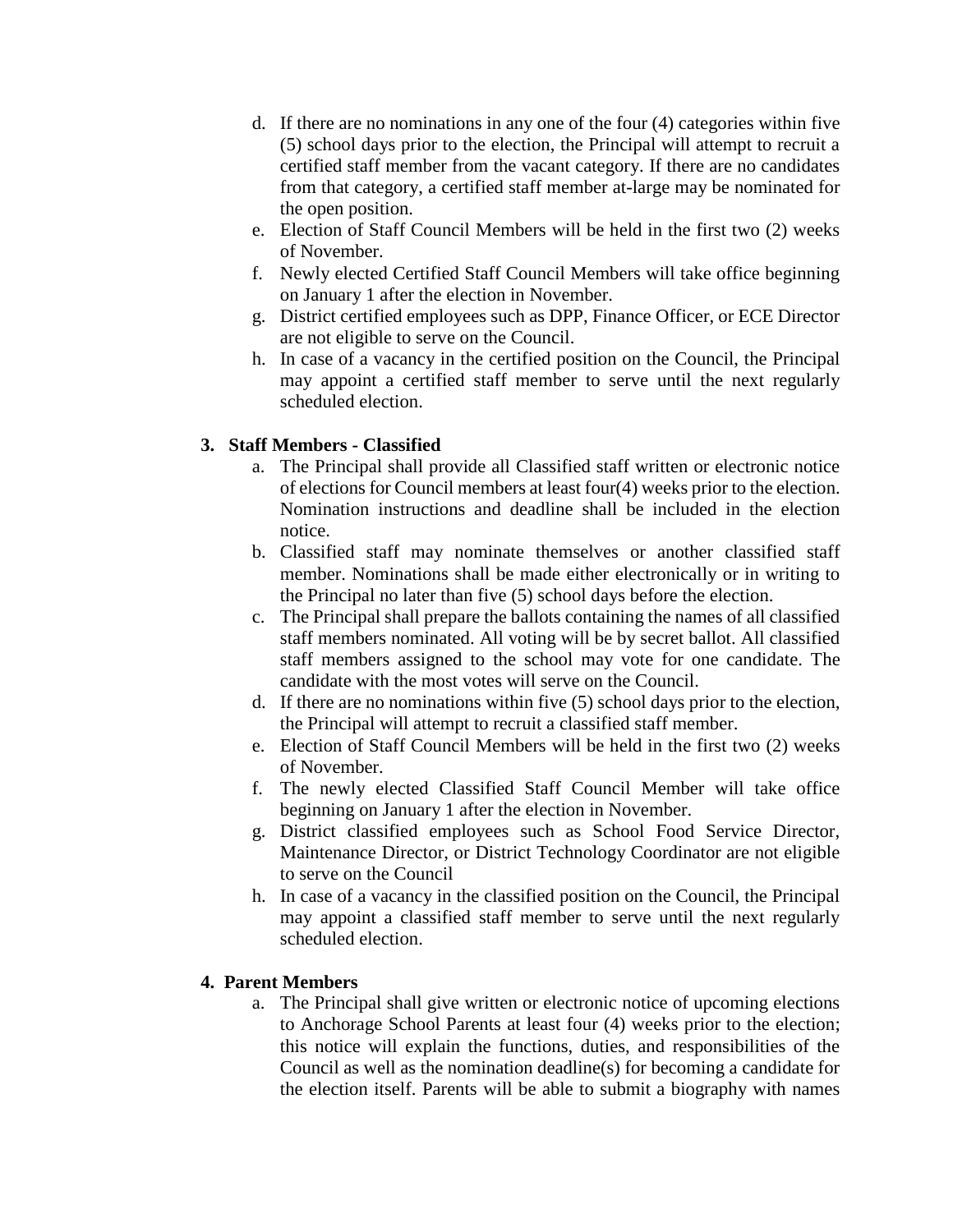d. If there are no nominations in any one of the four (4) categories within five (5) school days prior to the election, the Principal will attempt to recruit a certified staff member from the vacant category. If there are no candidates from that category, a certified staff member at-large may be nominated for the open position.
e. Election of Staff Council Members will be held in the first two (2) weeks of November.
f. Newly elected Certified Staff Council Members will take office beginning on January 1 after the election in November.
g. District certified employees such as DPP, Finance Officer, or ECE Director are not eligible to serve on the Council.
h. In case of a vacancy in the certified position on the Council, the Principal may appoint a certified staff member to serve until the next regularly scheduled election.

**3. Staff Members - Classified**

a. The Principal shall provide all Classified staff written or electronic notice of elections for Council members at least four(4) weeks prior to the election. Nomination instructions and deadline shall be included in the election notice.
b. Classified staff may nominate themselves or another classified staff member. Nominations shall be made either electronically or in writing to the Principal no later than five (5) school days before the election.
c. The Principal shall prepare the ballots containing the names of all classified staff members nominated. All voting will be by secret ballot. All classified staff members assigned to the school may vote for one candidate. The candidate with the most votes will serve on the Council.
d. If there are no nominations within five (5) school days prior to the election, the Principal will attempt to recruit a classified staff member.
e. Election of Staff Council Members will be held in the first two (2) weeks of November.
f. The newly elected Classified Staff Council Member will take office beginning on January 1 after the election in November.
g. District classified employees such as School Food Service Director, Maintenance Director, or District Technology Coordinator are not eligible to serve on the Council
h. In case of a vacancy in the classified position on the Council, the Principal may appoint a classified staff member to serve until the next regularly scheduled election.

**4. Parent Members**

a. The Principal shall give written or electronic notice of upcoming elections to Anchorage School Parents at least four (4) weeks prior to the election; this notice will explain the functions, duties, and responsibilities of the Council as well as the nomination deadline(s) for becoming a candidate for the election itself. Parents will be able to submit a biography with names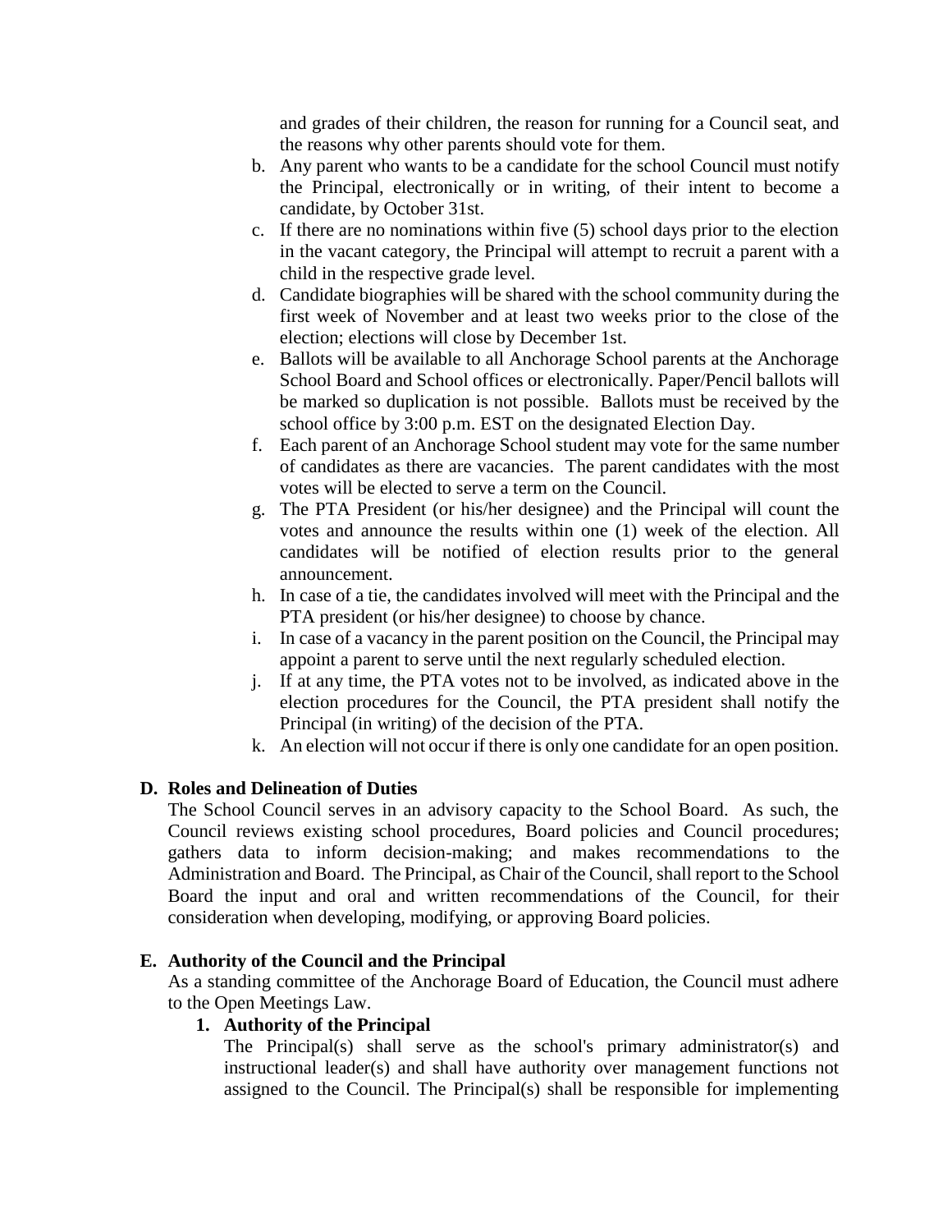and grades of their children, the reason for running for a Council seat, and the reasons why other parents should vote for them.

b. Any parent who wants to be a candidate for the school Council must notify the Principal, electronically or in writing, of their intent to become a candidate, by October 31st.
c. If there are no nominations within five (5) school days prior to the election in the vacant category, the Principal will attempt to recruit a parent with a child in the respective grade level.
d. Candidate biographies will be shared with the school community during the first week of November and at least two weeks prior to the close of the election; elections will close by December 1st.
e. Ballots will be available to all Anchorage School parents at the Anchorage School Board and School offices or electronically. Paper/Pencil ballots will be marked so duplication is not possible. Ballots must be received by the school office by 3:00 p.m. EST on the designated Election Day.
f. Each parent of an Anchorage School student may vote for the same number of candidates as there are vacancies. The parent candidates with the most votes will be elected to serve a term on the Council.
g. The PTA President (or his/her designee) and the Principal will count the votes and announce the results within one (1) week of the election. All candidates will be notified of election results prior to the general announcement.
h. In case of a tie, the candidates involved will meet with the Principal and the PTA president (or his/her designee) to choose by chance.
i. In case of a vacancy in the parent position on the Council, the Principal may appoint a parent to serve until the next regularly scheduled election.
j. If at any time, the PTA votes not to be involved, as indicated above in the election procedures for the Council, the PTA president shall notify the Principal (in writing) of the decision of the PTA.
k. An election will not occur if there is only one candidate for an open position.

## D. Roles and Delineation of Duties

The School Council serves in an advisory capacity to the School Board. As such, the Council reviews existing school procedures, Board policies and Council procedures; gathers data to inform decision-making; and makes recommendations to the Administration and Board. The Principal, as Chair of the Council, shall report to the School Board the input and oral and written recommendations of the Council, for their consideration when developing, modifying, or approving Board policies.

## E. Authority of the Council and the Principal

As a standing committee of the Anchorage Board of Education, the Council must adhere to the Open Meetings Law.

### 1. Authority of the Principal

The Principal(s) shall serve as the school's primary administrator(s) and instructional leader(s) and shall have authority over management functions not assigned to the Council. The Principal(s) shall be responsible for implementing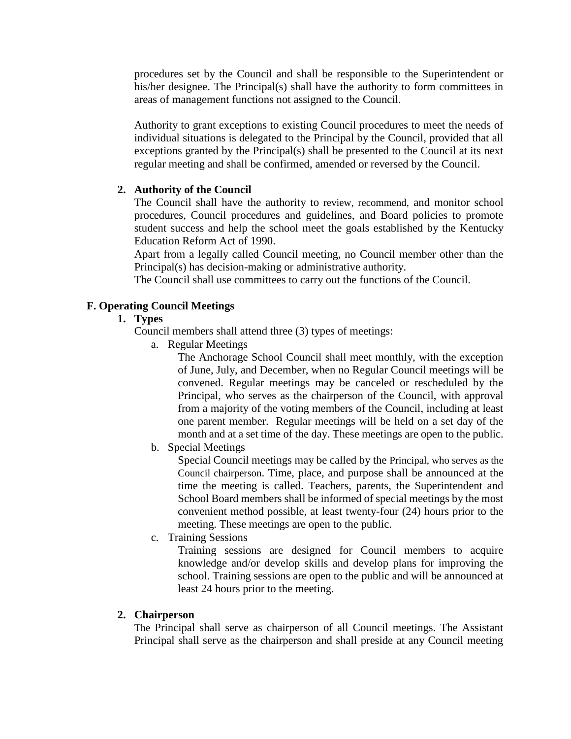procedures set by the Council and shall be responsible to the Superintendent or his/her designee. The Principal(s) shall have the authority to form committees in areas of management functions not assigned to the Council.

Authority to grant exceptions to existing Council procedures to meet the needs of individual situations is delegated to the Principal by the Council, provided that all exceptions granted by the Principal(s) shall be presented to the Council at its next regular meeting and shall be confirmed, amended or reversed by the Council.

2. **Authority of the Council**

The Council shall have the authority to review, recommend, and monitor school procedures, Council procedures and guidelines, and Board policies to promote student success and help the school meet the goals established by the Kentucky Education Reform Act of 1990.

Apart from a legally called Council meeting, no Council member other than the Principal(s) has decision-making or administrative authority.

The Council shall use committees to carry out the functions of the Council.

### F. Operating Council Meetings

1. **Types**

Council members shall attend three (3) types of meetings:

a. Regular Meetings

The Anchorage School Council shall meet monthly, with the exception of June, July, and December, when no Regular Council meetings will be convened. Regular meetings may be canceled or rescheduled by the Principal, who serves as the chairperson of the Council, with approval from a majority of the voting members of the Council, including at least one parent member. Regular meetings will be held on a set day of the month and at a set time of the day. These meetings are open to the public.

b. Special Meetings

Special Council meetings may be called by the Principal, who serves as the Council chairperson. Time, place, and purpose shall be announced at the time the meeting is called. Teachers, parents, the Superintendent and School Board members shall be informed of special meetings by the most convenient method possible, at least twenty-four (24) hours prior to the meeting. These meetings are open to the public.

c. Training Sessions

Training sessions are designed for Council members to acquire knowledge and/or develop skills and develop plans for improving the school. Training sessions are open to the public and will be announced at least 24 hours prior to the meeting.

2. **Chairperson**

The Principal shall serve as chairperson of all Council meetings. The Assistant Principal shall serve as the chairperson and shall preside at any Council meeting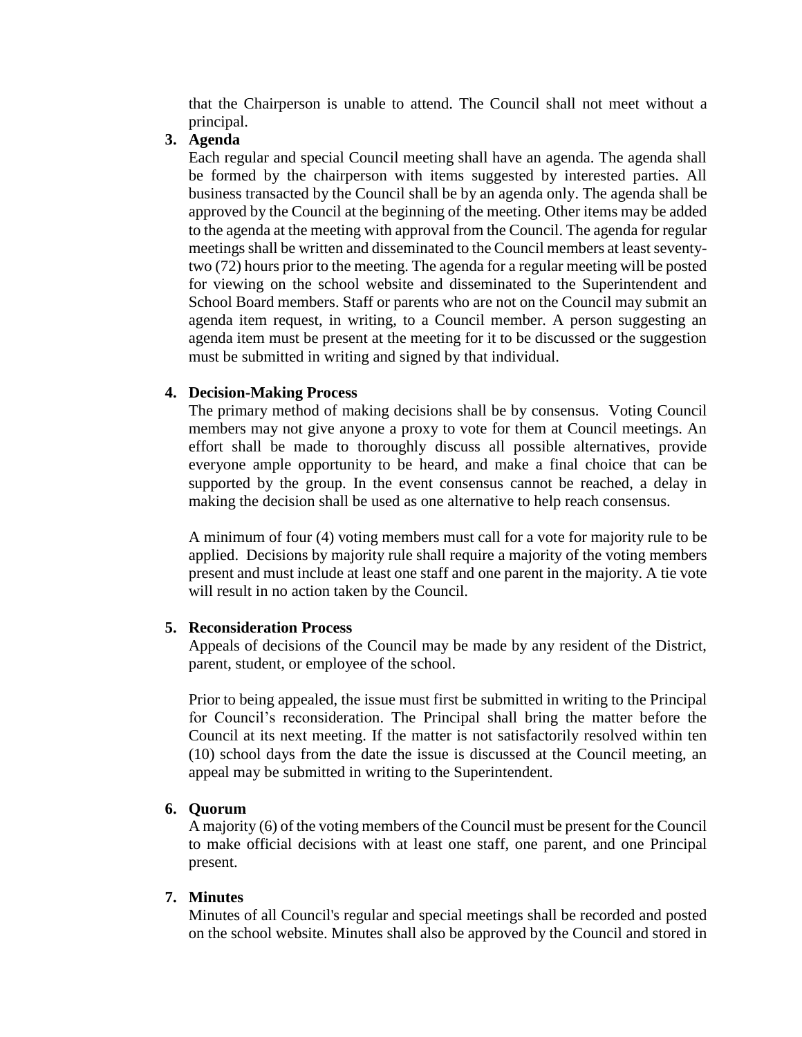that the Chairperson is unable to attend. The Council shall not meet without a principal.

3. **Agenda**

Each regular and special Council meeting shall have an agenda. The agenda shall be formed by the chairperson with items suggested by interested parties. All business transacted by the Council shall be by an agenda only. The agenda shall be approved by the Council at the beginning of the meeting. Other items may be added to the agenda at the meeting with approval from the Council. The agenda for regular meetings shall be written and disseminated to the Council members at least seventy-two (72) hours prior to the meeting. The agenda for a regular meeting will be posted for viewing on the school website and disseminated to the Superintendent and School Board members. Staff or parents who are not on the Council may submit an agenda item request, in writing, to a Council member. A person suggesting an agenda item must be present at the meeting for it to be discussed or the suggestion must be submitted in writing and signed by that individual.

4. **Decision-Making Process**

The primary method of making decisions shall be by consensus. Voting Council members may not give anyone a proxy to vote for them at Council meetings. An effort shall be made to thoroughly discuss all possible alternatives, provide everyone ample opportunity to be heard, and make a final choice that can be supported by the group. In the event consensus cannot be reached, a delay in making the decision shall be used as one alternative to help reach consensus.

A minimum of four (4) voting members must call for a vote for majority rule to be applied. Decisions by majority rule shall require a majority of the voting members present and must include at least one staff and one parent in the majority. A tie vote will result in no action taken by the Council.

5. **Reconsideration Process**

Appeals of decisions of the Council may be made by any resident of the District, parent, student, or employee of the school.

Prior to being appealed, the issue must first be submitted in writing to the Principal for Council's reconsideration. The Principal shall bring the matter before the Council at its next meeting. If the matter is not satisfactorily resolved within ten (10) school days from the date the issue is discussed at the Council meeting, an appeal may be submitted in writing to the Superintendent.

6. **Quorum**

A majority (6) of the voting members of the Council must be present for the Council to make official decisions with at least one staff, one parent, and one Principal present.

7. **Minutes**

Minutes of all Council's regular and special meetings shall be recorded and posted on the school website. Minutes shall also be approved by the Council and stored in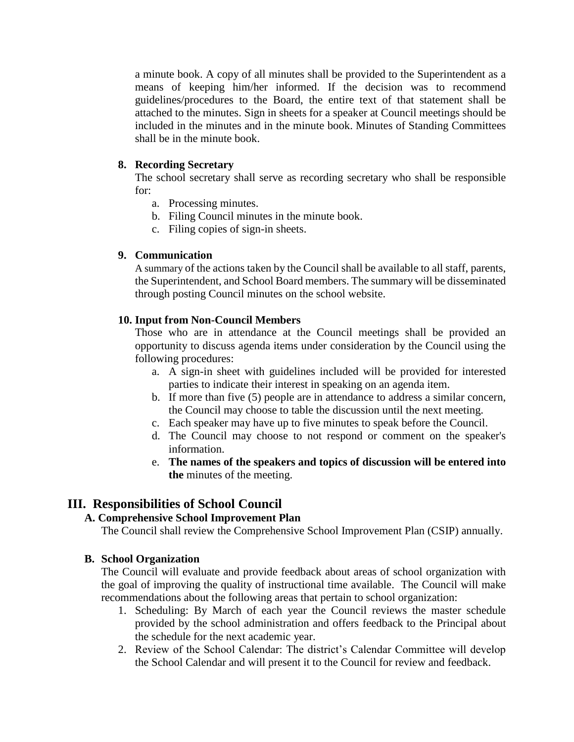a minute book. A copy of all minutes shall be provided to the Superintendent as a means of keeping him/her informed. If the decision was to recommend guidelines/procedures to the Board, the entire text of that statement shall be attached to the minutes. Sign in sheets for a speaker at Council meetings should be included in the minutes and in the minute book. Minutes of Standing Committees shall be in the minute book.

8. **Recording Secretary**
   The school secretary shall serve as recording secretary who shall be responsible for:
   a. Processing minutes.
   b. Filing Council minutes in the minute book.
   c. Filing copies of sign-in sheets.

9. **Communication**
   A summary of the actions taken by the Council shall be available to all staff, parents, the Superintendent, and School Board members. The summary will be disseminated through posting Council minutes on the school website.

10. **Input from Non-Council Members**
    Those who are in attendance at the Council meetings shall be provided an opportunity to discuss agenda items under consideration by the Council using the following procedures:
    a. A sign-in sheet with guidelines included will be provided for interested parties to indicate their interest in speaking on an agenda item.
    b. If more than five (5) people are in attendance to address a similar concern, the Council may choose to table the discussion until the next meeting.
    c. Each speaker may have up to five minutes to speak before the Council.
    d. The Council may choose to not respond or comment on the speaker's information.
    e. **The names of the speakers and topics of discussion will be entered into the** minutes of the meeting.

## III. Responsibilities of School Council

### A. Comprehensive School Improvement Plan

The Council shall review the Comprehensive School Improvement Plan (CSIP) annually.

### B. School Organization

The Council will evaluate and provide feedback about areas of school organization with the goal of improving the quality of instructional time available. The Council will make recommendations about the following areas that pertain to school organization:

1. Scheduling: By March of each year the Council reviews the master schedule provided by the school administration and offers feedback to the Principal about the schedule for the next academic year.
2. Review of the School Calendar: The district's Calendar Committee will develop the School Calendar and will present it to the Council for review and feedback.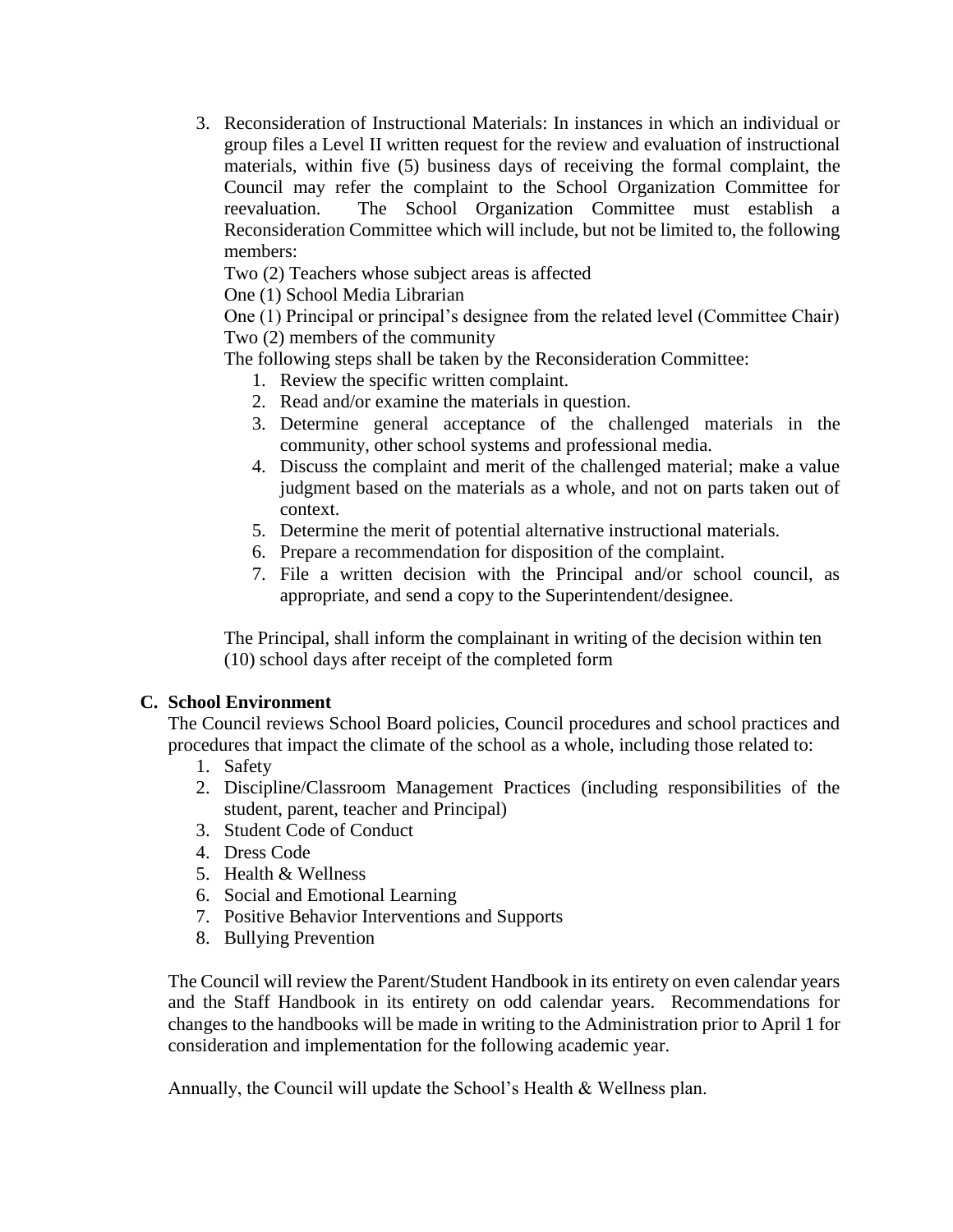3. Reconsideration of Instructional Materials: In instances in which an individual or group files a Level II written request for the review and evaluation of instructional materials, within five (5) business days of receiving the formal complaint, the Council may refer the complaint to the School Organization Committee for reevaluation. The School Organization Committee must establish a Reconsideration Committee which will include, but not be limited to, the following members:

   Two (2) Teachers whose subject areas is affected
   One (1) School Media Librarian
   One (1) Principal or principal's designee from the related level (Committee Chair)
   Two (2) members of the community

   The following steps shall be taken by the Reconsideration Committee:

   1. Review the specific written complaint.
   2. Read and/or examine the materials in question.
   3. Determine general acceptance of the challenged materials in the community, other school systems and professional media.
   4. Discuss the complaint and merit of the challenged material; make a value judgment based on the materials as a whole, and not on parts taken out of context.
   5. Determine the merit of potential alternative instructional materials.
   6. Prepare a recommendation for disposition of the complaint.
   7. File a written decision with the Principal and/or school council, as appropriate, and send a copy to the Superintendent/designee.

   The Principal, shall inform the complainant in writing of the decision within ten (10) school days after receipt of the completed form

**C. School Environment**

The Council reviews School Board policies, Council procedures and school practices and procedures that impact the climate of the school as a whole, including those related to:

1. Safety
2. Discipline/Classroom Management Practices (including responsibilities of the student, parent, teacher and Principal)
3. Student Code of Conduct
4. Dress Code
5. Health & Wellness
6. Social and Emotional Learning
7. Positive Behavior Interventions and Supports
8. Bullying Prevention

The Council will review the Parent/Student Handbook in its entirety on even calendar years and the Staff Handbook in its entirety on odd calendar years. Recommendations for changes to the handbooks will be made in writing to the Administration prior to April 1 for consideration and implementation for the following academic year.

Annually, the Council will update the School's Health & Wellness plan.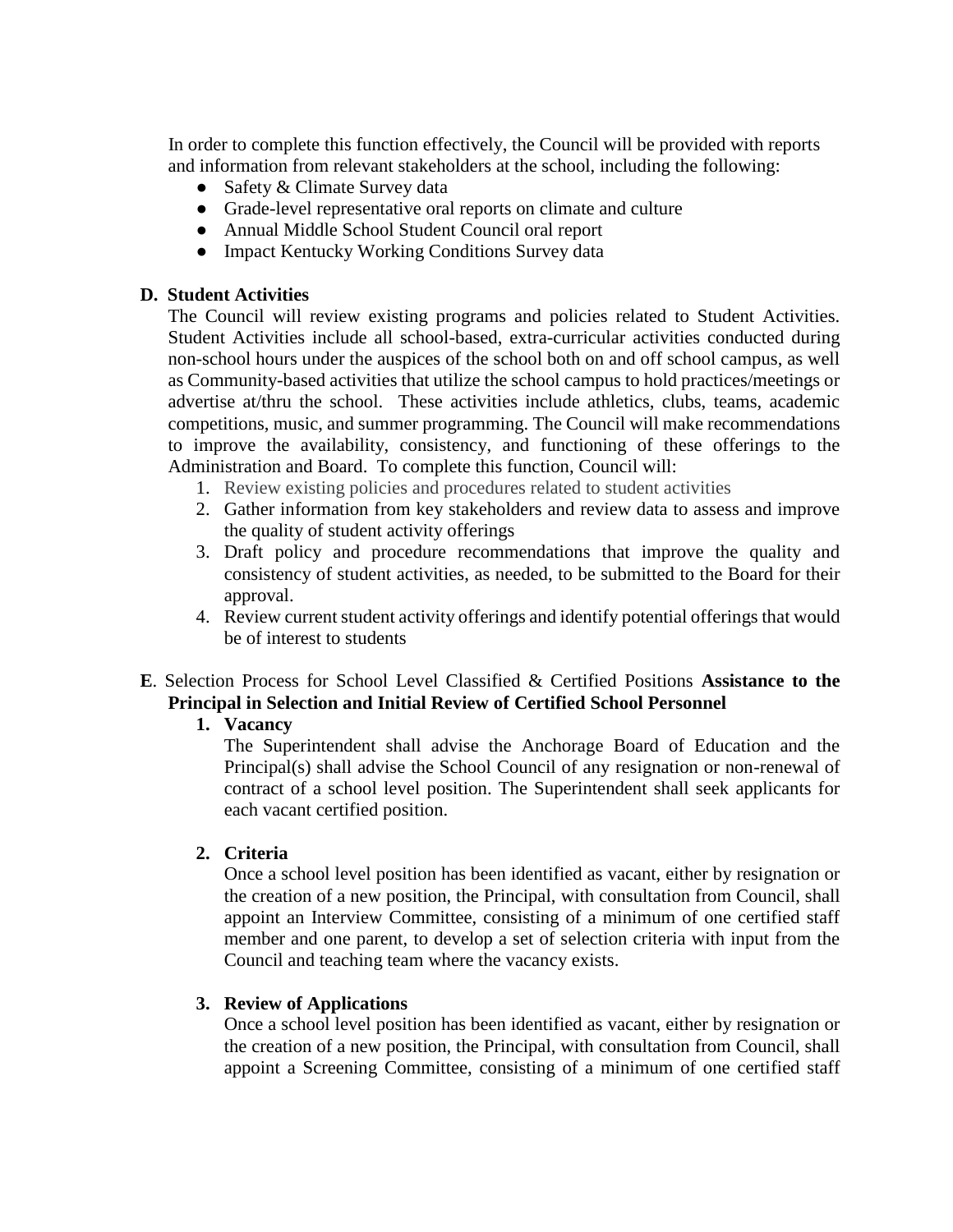In order to complete this function effectively, the Council will be provided with reports and information from relevant stakeholders at the school, including the following:

- Safety & Climate Survey data
- Grade-level representative oral reports on climate and culture
- Annual Middle School Student Council oral report
- Impact Kentucky Working Conditions Survey data

**D. Student Activities**

The Council will review existing programs and policies related to Student Activities. Student Activities include all school-based, extra-curricular activities conducted during non-school hours under the auspices of the school both on and off school campus, as well as Community-based activities that utilize the school campus to hold practices/meetings or advertise at/thru the school. These activities include athletics, clubs, teams, academic competitions, music, and summer programming. The Council will make recommendations to improve the availability, consistency, and functioning of these offerings to the Administration and Board. To complete this function, Council will:

1. Review existing policies and procedures related to student activities
2. Gather information from key stakeholders and review data to assess and improve the quality of student activity offerings
3. Draft policy and procedure recommendations that improve the quality and consistency of student activities, as needed, to be submitted to the Board for their approval.
4. Review current student activity offerings and identify potential offerings that would be of interest to students

**E**. Selection Process for School Level Classified & Certified Positions **Assistance to the Principal in Selection and Initial Review of Certified School Personnel**

1. **Vacancy**

   The Superintendent shall advise the Anchorage Board of Education and the Principal(s) shall advise the School Council of any resignation or non-renewal of contract of a school level position. The Superintendent shall seek applicants for each vacant certified position.

2. **Criteria**

   Once a school level position has been identified as vacant, either by resignation or the creation of a new position, the Principal, with consultation from Council, shall appoint an Interview Committee, consisting of a minimum of one certified staff member and one parent, to develop a set of selection criteria with input from the Council and teaching team where the vacancy exists.

3. **Review of Applications**

   Once a school level position has been identified as vacant, either by resignation or the creation of a new position, the Principal, with consultation from Council, shall appoint a Screening Committee, consisting of a minimum of one certified staff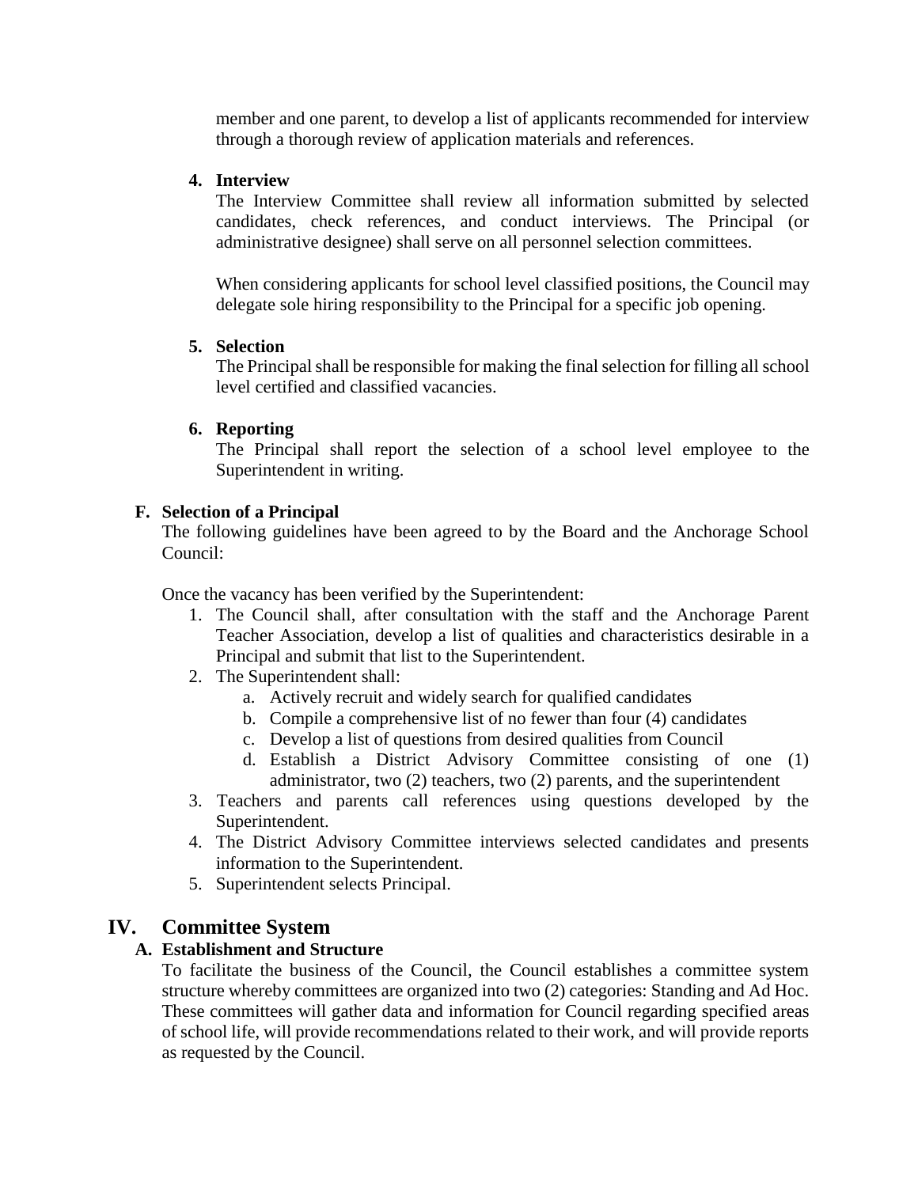member and one parent, to develop a list of applicants recommended for interview through a thorough review of application materials and references.

4. **Interview**

   The Interview Committee shall review all information submitted by selected candidates, check references, and conduct interviews. The Principal (or administrative designee) shall serve on all personnel selection committees.

   When considering applicants for school level classified positions, the Council may delegate sole hiring responsibility to the Principal for a specific job opening.

5. **Selection**

   The Principal shall be responsible for making the final selection for filling all school level certified and classified vacancies.

6. **Reporting**

   The Principal shall report the selection of a school level employee to the Superintendent in writing.

### F. Selection of a Principal

The following guidelines have been agreed to by the Board and the Anchorage School Council:

Once the vacancy has been verified by the Superintendent:

1. The Council shall, after consultation with the staff and the Anchorage Parent Teacher Association, develop a list of qualities and characteristics desirable in a Principal and submit that list to the Superintendent.
2. The Superintendent shall:
   a. Actively recruit and widely search for qualified candidates
   b. Compile a comprehensive list of no fewer than four (4) candidates
   c. Develop a list of questions from desired qualities from Council
   d. Establish a District Advisory Committee consisting of one (1) administrator, two (2) teachers, two (2) parents, and the superintendent
3. Teachers and parents call references using questions developed by the Superintendent.
4. The District Advisory Committee interviews selected candidates and presents information to the Superintendent.
5. Superintendent selects Principal.

## IV. Committee System

### A. Establishment and Structure

To facilitate the business of the Council, the Council establishes a committee system structure whereby committees are organized into two (2) categories: Standing and Ad Hoc. These committees will gather data and information for Council regarding specified areas of school life, will provide recommendations related to their work, and will provide reports as requested by the Council.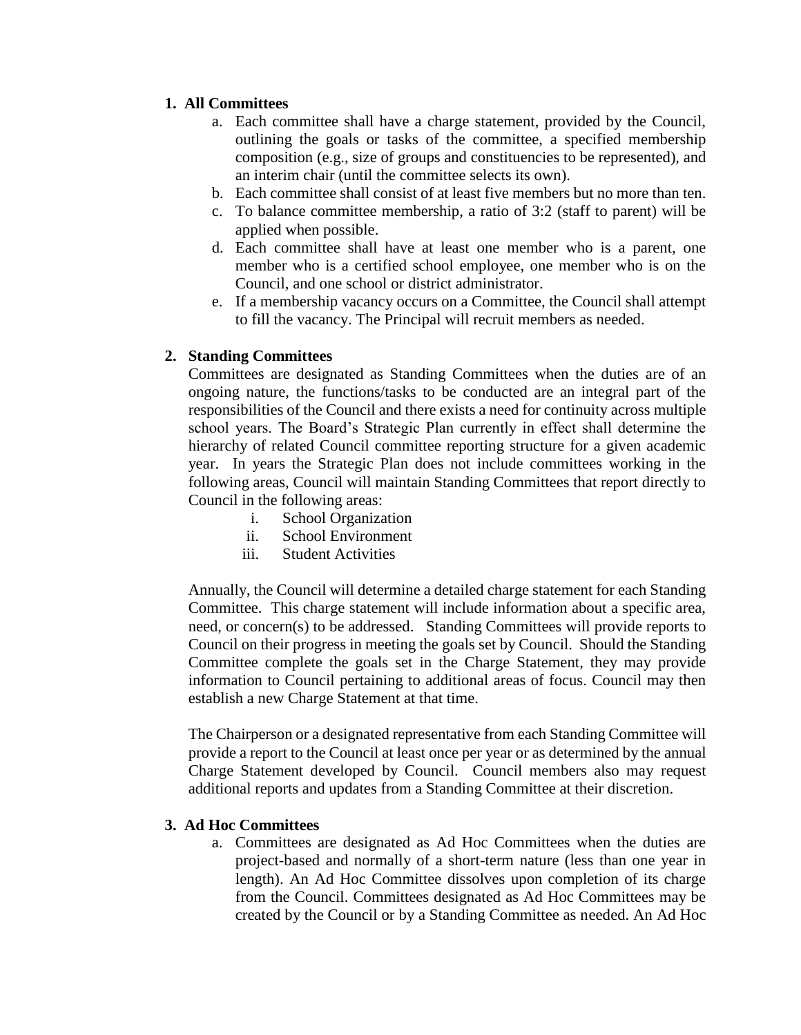1. **All Committees**
   a. Each committee shall have a charge statement, provided by the Council, outlining the goals or tasks of the committee, a specified membership composition (e.g., size of groups and constituencies to be represented), and an interim chair (until the committee selects its own).
   b. Each committee shall consist of at least five members but no more than ten.
   c. To balance committee membership, a ratio of 3:2 (staff to parent) will be applied when possible.
   d. Each committee shall have at least one member who is a parent, one member who is a certified school employee, one member who is on the Council, and one school or district administrator.
   e. If a membership vacancy occurs on a Committee, the Council shall attempt to fill the vacancy. The Principal will recruit members as needed.

2. **Standing Committees**

   Committees are designated as Standing Committees when the duties are of an ongoing nature, the functions/tasks to be conducted are an integral part of the responsibilities of the Council and there exists a need for continuity across multiple school years. The Board's Strategic Plan currently in effect shall determine the hierarchy of related Council committee reporting structure for a given academic year. In years the Strategic Plan does not include committees working in the following areas, Council will maintain Standing Committees that report directly to Council in the following areas:

   i. School Organization
   ii. School Environment
   iii. Student Activities

   Annually, the Council will determine a detailed charge statement for each Standing Committee. This charge statement will include information about a specific area, need, or concern(s) to be addressed. Standing Committees will provide reports to Council on their progress in meeting the goals set by Council. Should the Standing Committee complete the goals set in the Charge Statement, they may provide information to Council pertaining to additional areas of focus. Council may then establish a new Charge Statement at that time.

   The Chairperson or a designated representative from each Standing Committee will provide a report to the Council at least once per year or as determined by the annual Charge Statement developed by Council. Council members also may request additional reports and updates from a Standing Committee at their discretion.

3. **Ad Hoc Committees**
   a. Committees are designated as Ad Hoc Committees when the duties are project-based and normally of a short-term nature (less than one year in length). An Ad Hoc Committee dissolves upon completion of its charge from the Council. Committees designated as Ad Hoc Committees may be created by the Council or by a Standing Committee as needed. An Ad Hoc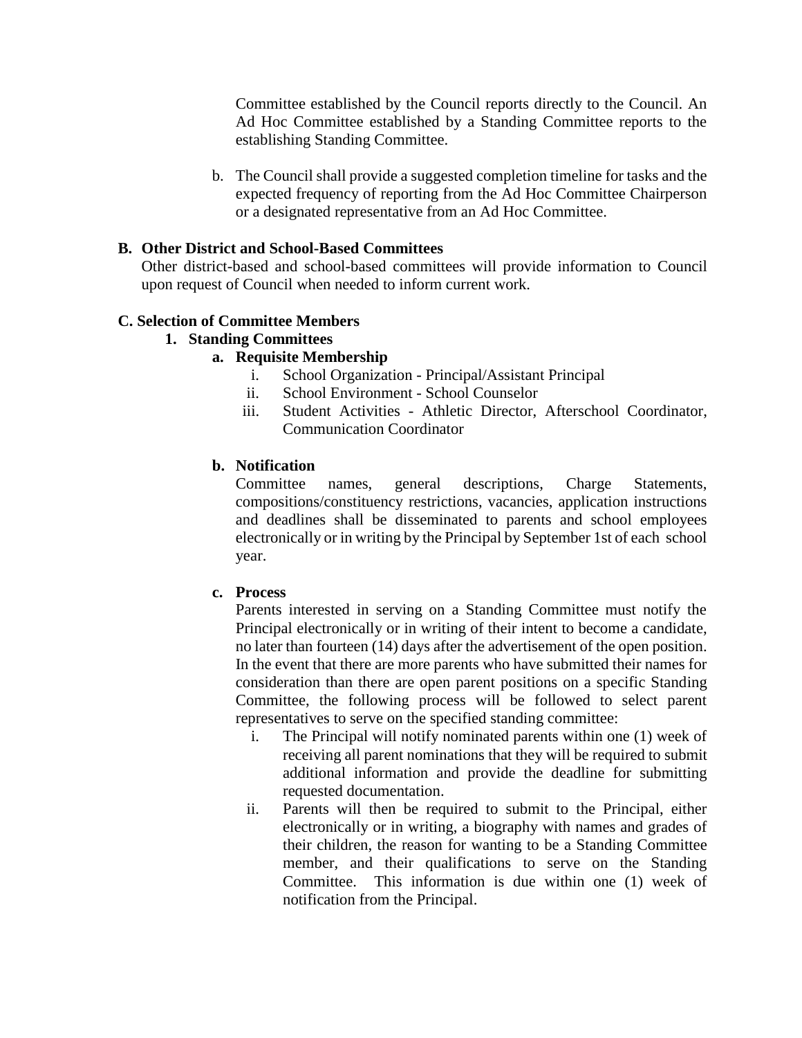Committee established by the Council reports directly to the Council. An Ad Hoc Committee established by a Standing Committee reports to the establishing Standing Committee.

b. The Council shall provide a suggested completion timeline for tasks and the expected frequency of reporting from the Ad Hoc Committee Chairperson or a designated representative from an Ad Hoc Committee.

**B. Other District and School-Based Committees**

Other district-based and school-based committees will provide information to Council upon request of Council when needed to inform current work.

**C. Selection of Committee Members**

**1. Standing Committees**

**a. Requisite Membership**

i. School Organization - Principal/Assistant Principal

ii. School Environment - School Counselor

iii. Student Activities - Athletic Director, Afterschool Coordinator, Communication Coordinator

**b. Notification**

Committee names, general descriptions, Charge Statements, compositions/constituency restrictions, vacancies, application instructions and deadlines shall be disseminated to parents and school employees electronically or in writing by the Principal by September 1st of each school year.

**c. Process**

Parents interested in serving on a Standing Committee must notify the Principal electronically or in writing of their intent to become a candidate, no later than fourteen (14) days after the advertisement of the open position. In the event that there are more parents who have submitted their names for consideration than there are open parent positions on a specific Standing Committee, the following process will be followed to select parent representatives to serve on the specified standing committee:

i. The Principal will notify nominated parents within one (1) week of receiving all parent nominations that they will be required to submit additional information and provide the deadline for submitting requested documentation.

ii. Parents will then be required to submit to the Principal, either electronically or in writing, a biography with names and grades of their children, the reason for wanting to be a Standing Committee member, and their qualifications to serve on the Standing Committee. This information is due within one (1) week of notification from the Principal.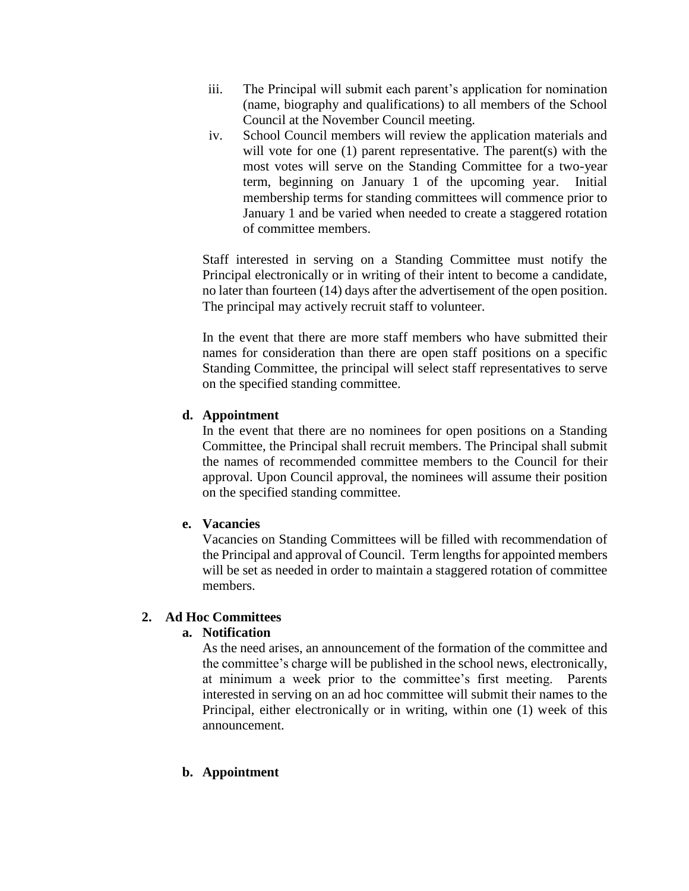iii. The Principal will submit each parent's application for nomination (name, biography and qualifications) to all members of the School Council at the November Council meeting.

iv. School Council members will review the application materials and will vote for one (1) parent representative. The parent(s) with the most votes will serve on the Standing Committee for a two-year term, beginning on January 1 of the upcoming year. Initial membership terms for standing committees will commence prior to January 1 and be varied when needed to create a staggered rotation of committee members.

Staff interested in serving on a Standing Committee must notify the Principal electronically or in writing of their intent to become a candidate, no later than fourteen (14) days after the advertisement of the open position. The principal may actively recruit staff to volunteer.

In the event that there are more staff members who have submitted their names for consideration than there are open staff positions on a specific Standing Committee, the principal will select staff representatives to serve on the specified standing committee.

**d. Appointment**

In the event that there are no nominees for open positions on a Standing Committee, the Principal shall recruit members. The Principal shall submit the names of recommended committee members to the Council for their approval. Upon Council approval, the nominees will assume their position on the specified standing committee.

**e. Vacancies**

Vacancies on Standing Committees will be filled with recommendation of the Principal and approval of Council. Term lengths for appointed members will be set as needed in order to maintain a staggered rotation of committee members.

**2. Ad Hoc Committees**

**a. Notification**

As the need arises, an announcement of the formation of the committee and the committee's charge will be published in the school news, electronically, at minimum a week prior to the committee's first meeting. Parents interested in serving on an ad hoc committee will submit their names to the Principal, either electronically or in writing, within one (1) week of this announcement.

**b. Appointment**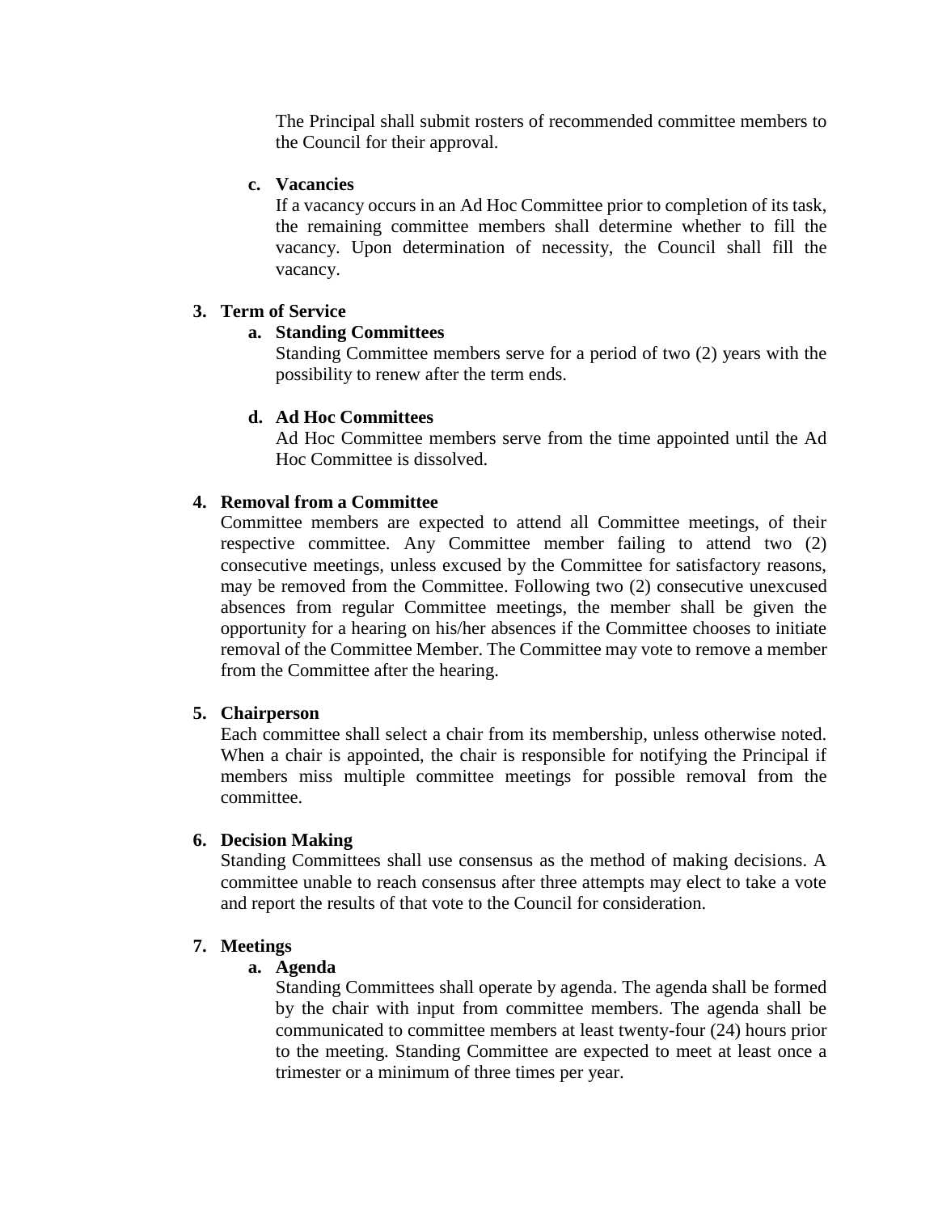The Principal shall submit rosters of recommended committee members to the Council for their approval.

**c. Vacancies**

If a vacancy occurs in an Ad Hoc Committee prior to completion of its task, the remaining committee members shall determine whether to fill the vacancy. Upon determination of necessity, the Council shall fill the vacancy.

**3. Term of Service**

**a. Standing Committees**

Standing Committee members serve for a period of two (2) years with the possibility to renew after the term ends.

**d. Ad Hoc Committees**

Ad Hoc Committee members serve from the time appointed until the Ad Hoc Committee is dissolved.

**4. Removal from a Committee**

Committee members are expected to attend all Committee meetings, of their respective committee. Any Committee member failing to attend two (2) consecutive meetings, unless excused by the Committee for satisfactory reasons, may be removed from the Committee. Following two (2) consecutive unexcused absences from regular Committee meetings, the member shall be given the opportunity for a hearing on his/her absences if the Committee chooses to initiate removal of the Committee Member. The Committee may vote to remove a member from the Committee after the hearing.

**5. Chairperson**

Each committee shall select a chair from its membership, unless otherwise noted. When a chair is appointed, the chair is responsible for notifying the Principal if members miss multiple committee meetings for possible removal from the committee.

**6. Decision Making**

Standing Committees shall use consensus as the method of making decisions. A committee unable to reach consensus after three attempts may elect to take a vote and report the results of that vote to the Council for consideration.

**7. Meetings**

**a. Agenda**

Standing Committees shall operate by agenda. The agenda shall be formed by the chair with input from committee members. The agenda shall be communicated to committee members at least twenty-four (24) hours prior to the meeting. Standing Committee are expected to meet at least once a trimester or a minimum of three times per year.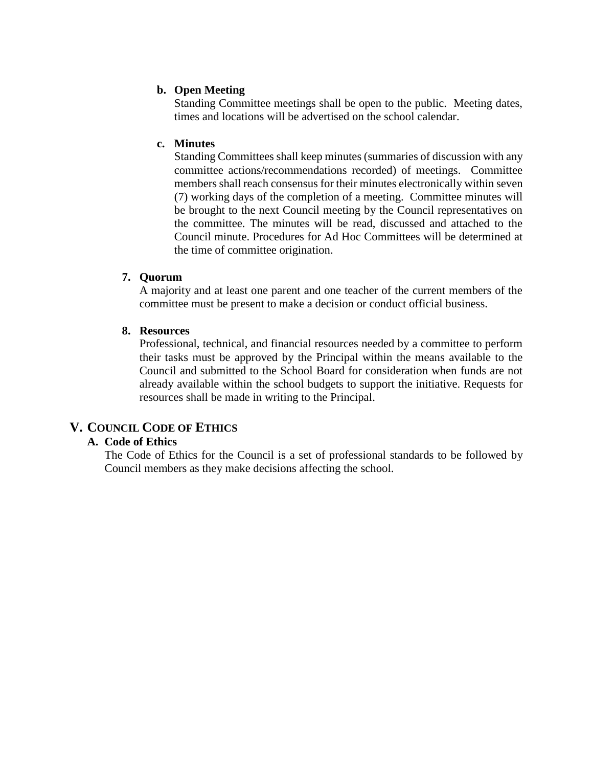**b. Open Meeting**

Standing Committee meetings shall be open to the public. Meeting dates, times and locations will be advertised on the school calendar.

**c. Minutes**

Standing Committees shall keep minutes (summaries of discussion with any committee actions/recommendations recorded) of meetings. Committee members shall reach consensus for their minutes electronically within seven (7) working days of the completion of a meeting. Committee minutes will be brought to the next Council meeting by the Council representatives on the committee. The minutes will be read, discussed and attached to the Council minute. Procedures for Ad Hoc Committees will be determined at the time of committee origination.

**7. Quorum**

A majority and at least one parent and one teacher of the current members of the committee must be present to make a decision or conduct official business.

**8. Resources**

Professional, technical, and financial resources needed by a committee to perform their tasks must be approved by the Principal within the means available to the Council and submitted to the School Board for consideration when funds are not already available within the school budgets to support the initiative. Requests for resources shall be made in writing to the Principal.

## V. COUNCIL CODE OF ETHICS

### A. Code of Ethics

The Code of Ethics for the Council is a set of professional standards to be followed by Council members as they make decisions affecting the school.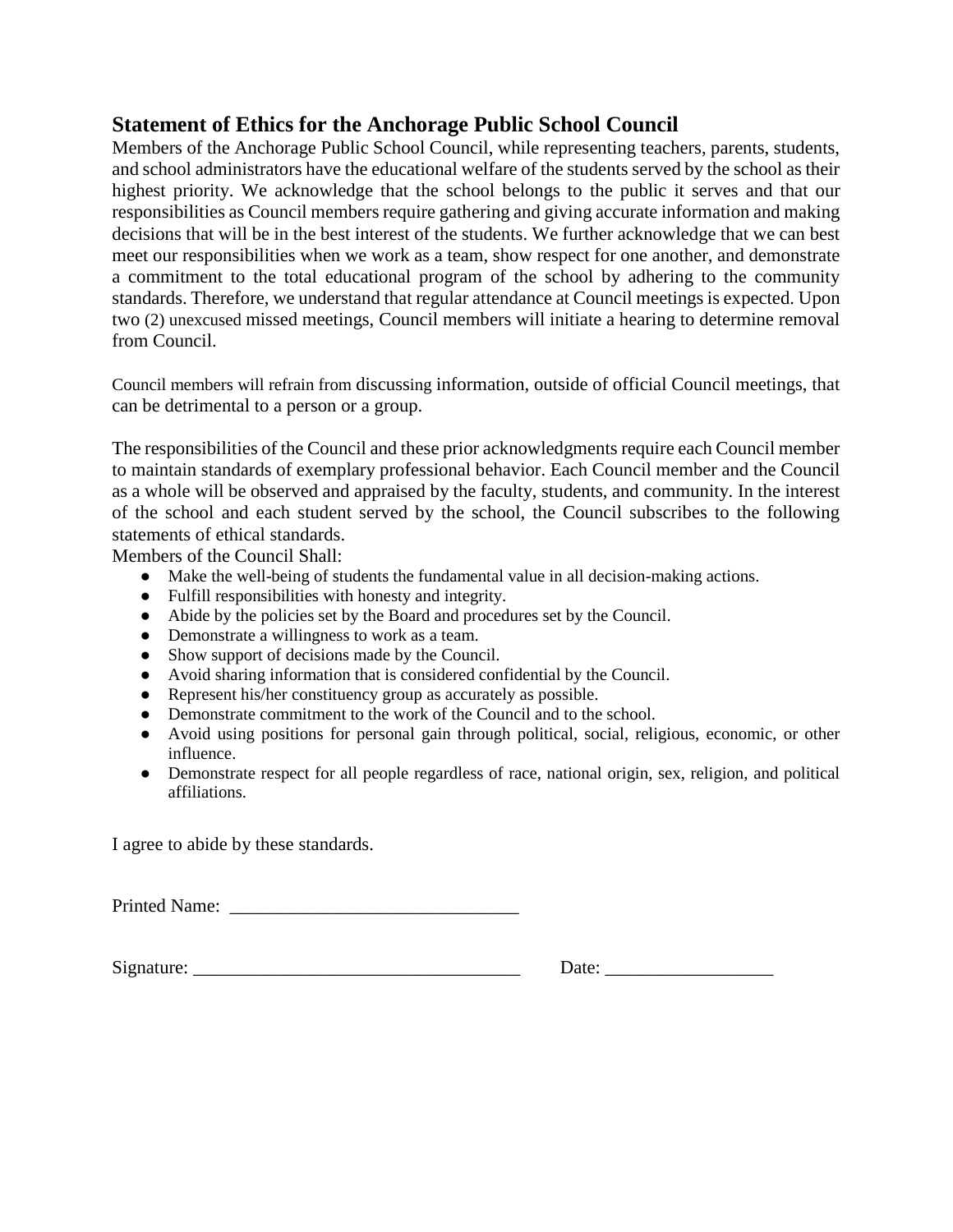## Statement of Ethics for the Anchorage Public School Council

Members of the Anchorage Public School Council, while representing teachers, parents, students, and school administrators have the educational welfare of the students served by the school as their highest priority. We acknowledge that the school belongs to the public it serves and that our responsibilities as Council members require gathering and giving accurate information and making decisions that will be in the best interest of the students. We further acknowledge that we can best meet our responsibilities when we work as a team, show respect for one another, and demonstrate a commitment to the total educational program of the school by adhering to the community standards. Therefore, we understand that regular attendance at Council meetings is expected. Upon two (2) unexcused missed meetings, Council members will initiate a hearing to determine removal from Council.

Council members will refrain from discussing information, outside of official Council meetings, that can be detrimental to a person or a group.

The responsibilities of the Council and these prior acknowledgments require each Council member to maintain standards of exemplary professional behavior. Each Council member and the Council as a whole will be observed and appraised by the faculty, students, and community. In the interest of the school and each student served by the school, the Council subscribes to the following statements of ethical standards.

Members of the Council Shall:

- Make the well-being of students the fundamental value in all decision-making actions.
- Fulfill responsibilities with honesty and integrity.
- Abide by the policies set by the Board and procedures set by the Council.
- Demonstrate a willingness to work as a team.
- Show support of decisions made by the Council.
- Avoid sharing information that is considered confidential by the Council.
- Represent his/her constituency group as accurately as possible.
- Demonstrate commitment to the work of the Council and to the school.
- Avoid using positions for personal gain through political, social, religious, economic, or other influence.
- Demonstrate respect for all people regardless of race, national origin, sex, religion, and political affiliations.

I agree to abide by these standards.

Printed Name: ______________________________

Signature: __________________________________ Date: _________________